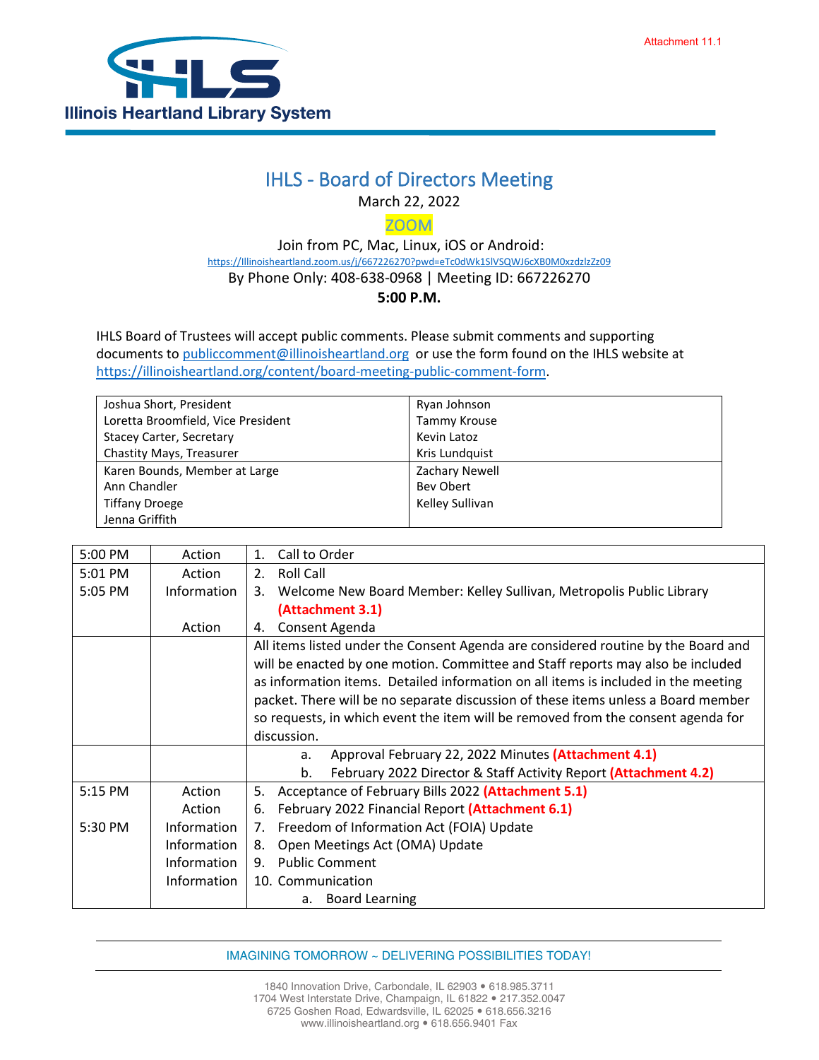Attachment 11.1

Illinois Heartland Library System

# IHLS - Board of Directors Meeting

March 22, 2022

ZOOM

Join from PC, Mac, Linux, iOS or Android:

https://Illinoisheartland.zoom.us/j/667226270?pwd=eTc0dWk1SlVSQWJ6cXB0M0xzdzlzZz09

By Phone Only: 408-638-0968 | Meeting ID: 667226270

**5:00 P.M.**

IHLS Board of Trustees will accept public comments. Please submit comments and supporting documents to publiccomment@illinoisheartland.org or use the form found on the IHLS website at https://illinoisheartland.org/content/board-meeting-public-comment-form.

| | |
|---|---|
| Joshua Short, President<br>Loretta Broomfield, Vice President<br>Stacey Carter, Secretary<br>Chastity Mays, Treasurer | Ryan Johnson<br>Tammy Krouse<br>Kevin Latoz<br>Kris Lundquist |
| Karen Bounds, Member at Large<br>Ann Chandler<br>Tiffany Droege<br>Jenna Griffith | Zachary Newell<br>Bev Obert<br>Kelley Sullivan |

| | | |
|---|---|---|
| 5:00 PM | Action | 1. Call to Order |
| 5:01 PM | Action | 2. Roll Call |
| 5:05 PM | Information | 3. Welcome New Board Member: Kelley Sullivan, Metropolis Public Library **(Attachment 3.1)** |
| | Action | 4. Consent Agenda |
| | | All items listed under the Consent Agenda are considered routine by the Board and will be enacted by one motion. Committee and Staff reports may also be included as information items. Detailed information on all items is included in the meeting packet. There will be no separate discussion of these items unless a Board member so requests, in which event the item will be removed from the consent agenda for discussion. |
| | | a. Approval February 22, 2022 Minutes **(Attachment 4.1)**<br>b. February 2022 Director & Staff Activity Report **(Attachment 4.2)** |
| 5:15 PM | Action | 5. Acceptance of February Bills 2022 **(Attachment 5.1)** |
| | Action | 6. February 2022 Financial Report **(Attachment 6.1)** |
| 5:30 PM | Information | 7. Freedom of Information Act (FOIA) Update |
| | Information | 8. Open Meetings Act (OMA) Update |
| | Information | 9. Public Comment |
| | Information | 10. Communication<br>a. Board Learning |

IMAGINING TOMORROW ~ DELIVERING POSSIBILITIES TODAY!

1840 Innovation Drive, Carbondale, IL 62903 • 618.985.3711
1704 West Interstate Drive, Champaign, IL 61822 • 217.352.0047
6725 Goshen Road, Edwardsville, IL 62025 • 618.656.3216
www.illinoisheartland.org • 618.656.9401 Fax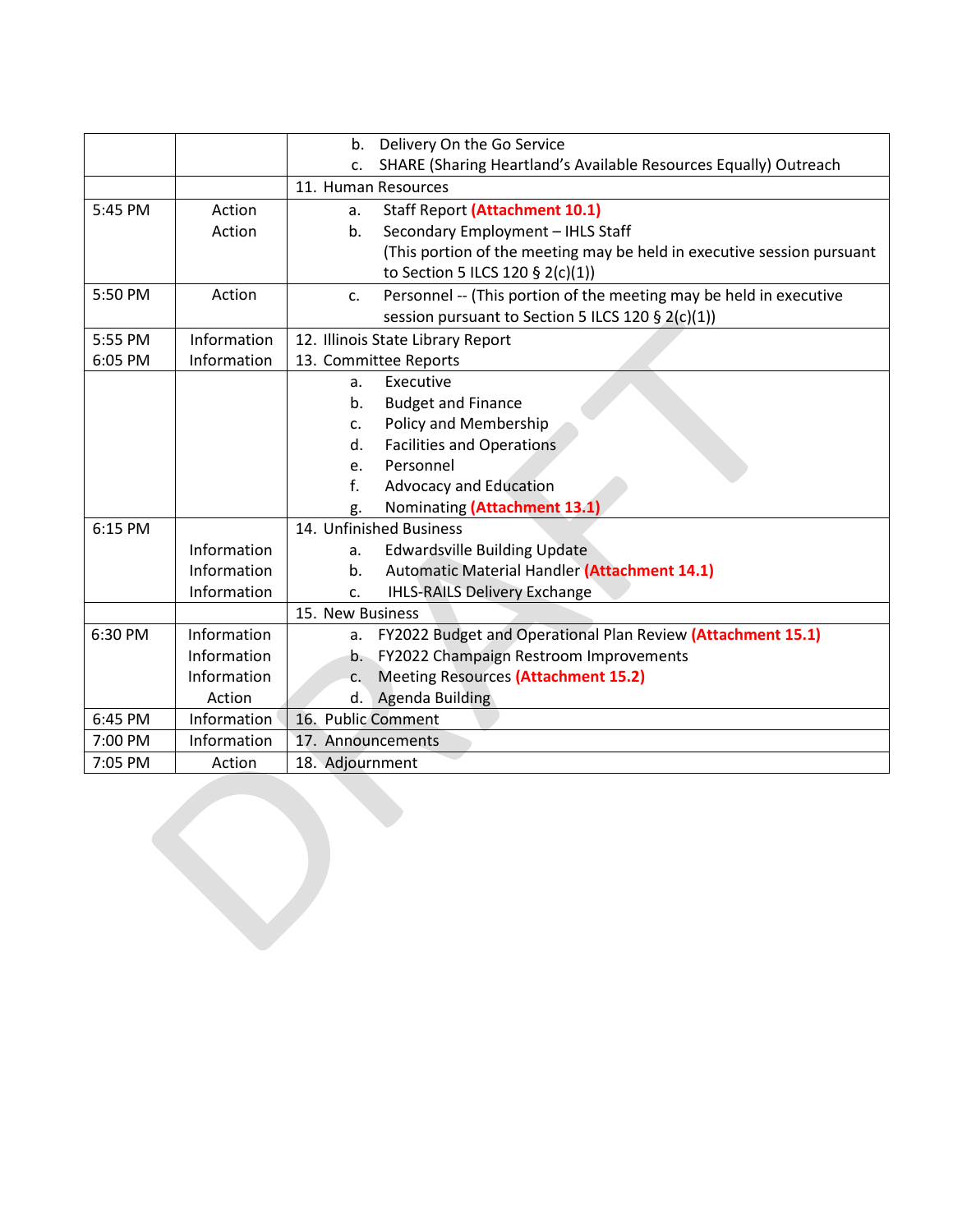| | | |
|---|---|---|
| | | b. Delivery On the Go Service<br>c. SHARE (Sharing Heartland's Available Resources Equally) Outreach |
| | | 11. Human Resources |
| 5:45 PM | Action<br>Action | a. Staff Report **(Attachment 10.1)**<br>b. Secondary Employment – IHLS Staff<br>(This portion of the meeting may be held in executive session pursuant to Section 5 ILCS 120 § 2(c)(1)) |
| 5:50 PM | Action | c. Personnel -- (This portion of the meeting may be held in executive session pursuant to Section 5 ILCS 120 § 2(c)(1)) |
| 5:55 PM<br>6:05 PM | Information<br>Information | 12. Illinois State Library Report<br>13. Committee Reports |
| | | a. Executive<br>b. Budget and Finance<br>c. Policy and Membership<br>d. Facilities and Operations<br>e. Personnel<br>f. Advocacy and Education<br>g. Nominating **(Attachment 13.1)** |
| 6:15 PM | <br>Information<br>Information<br>Information | 14. Unfinished Business<br>a. Edwardsville Building Update<br>b. Automatic Material Handler **(Attachment 14.1)**<br>c. IHLS-RAILS Delivery Exchange |
| | | 15. New Business |
| 6:30 PM | Information<br>Information<br>Information<br>Action | a. FY2022 Budget and Operational Plan Review **(Attachment 15.1)**<br>b. FY2022 Champaign Restroom Improvements<br>c. Meeting Resources **(Attachment 15.2)**<br>d. Agenda Building |
| 6:45 PM | Information | 16. Public Comment |
| 7:00 PM | Information | 17. Announcements |
| 7:05 PM | Action | 18. Adjournment |